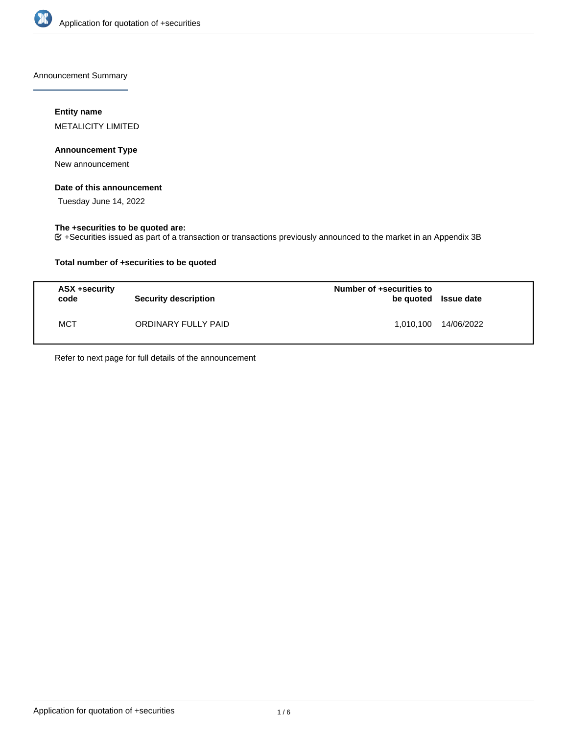# Application for quotation of +securities

## Announcement Summary

### Entity name

METALICITY LIMITED

### Announcement Type

New announcement

### Date of this announcement

Tuesday June 14, 2022

### The +securities to be quoted are:

+Securities issued as part of a transaction or transactions previously announced to the market in an Appendix 3B

### Total number of +securities to be quoted

| ASX +security code | Security description | Number of +securities to be quoted | Issue date |
|---|---|---|---|
| MCT | ORDINARY FULLY PAID | 1,010,100 | 14/06/2022 |

Refer to next page for full details of the announcement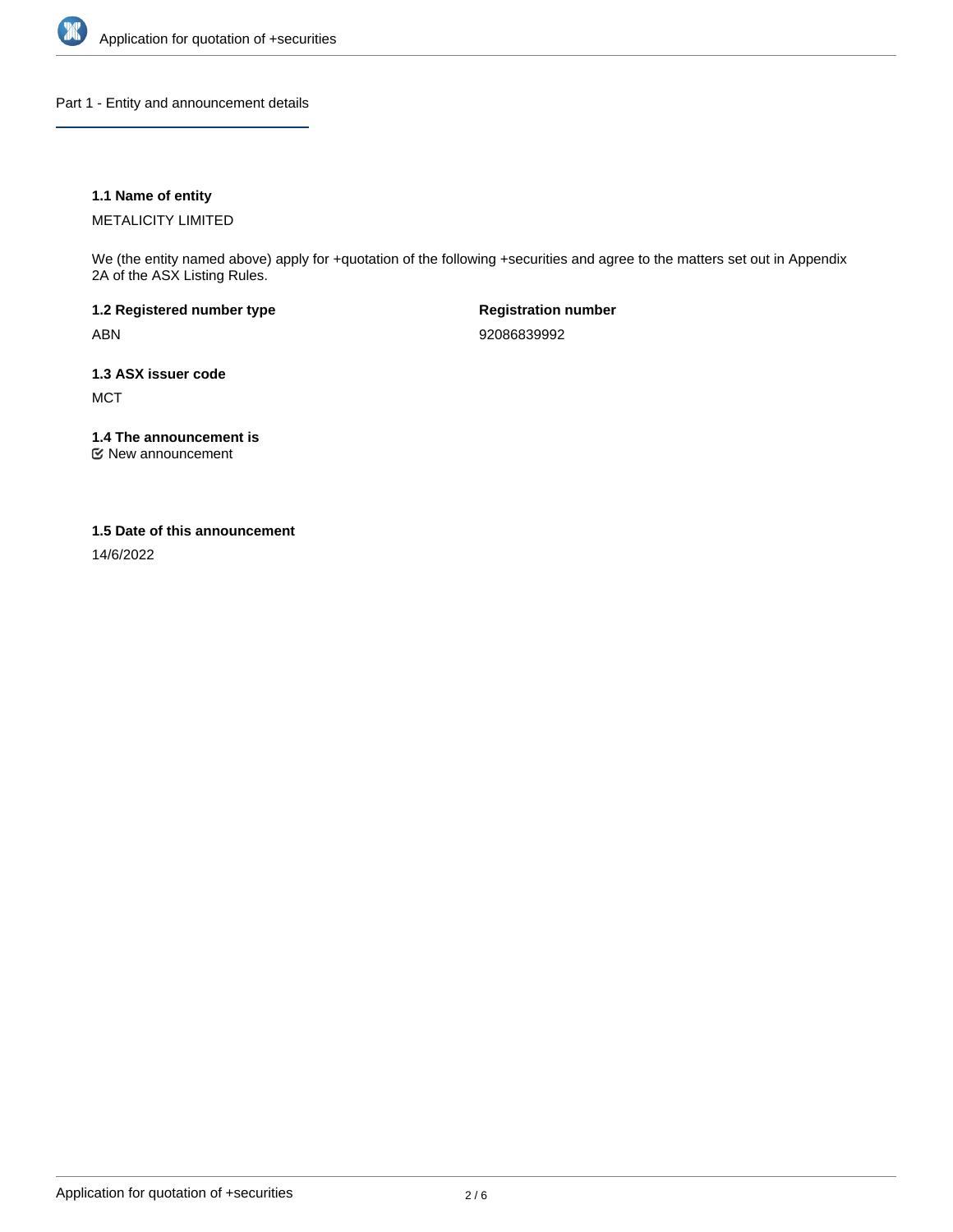## Part 1 - Entity and announcement details

### 1.1 Name of entity

METALICITY LIMITED

We (the entity named above) apply for +quotation of the following +securities and agree to the matters set out in Appendix 2A of the ASX Listing Rules.

**1.2 Registered number type**

ABN

**Registration number**

92086839992

**1.3 ASX issuer code**

MCT

**1.4 The announcement is**

☑ New announcement

**1.5 Date of this announcement**

14/6/2022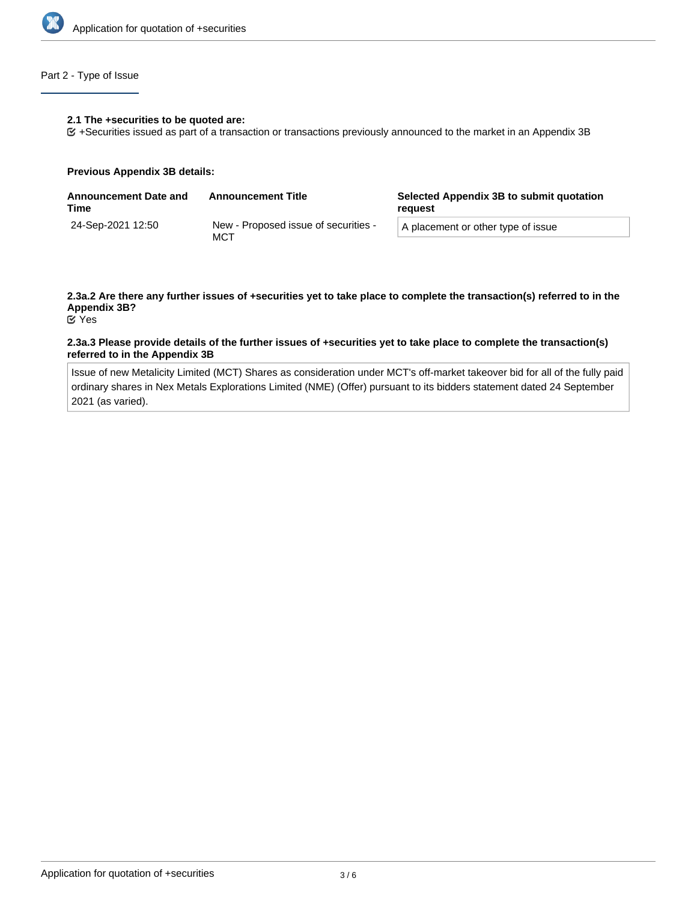## Part 2 - Type of Issue

**2.1 The +securities to be quoted are:**

☑ +Securities issued as part of a transaction or transactions previously announced to the market in an Appendix 3B

**Previous Appendix 3B details:**

| Announcement Date and Time | Announcement Title | Selected Appendix 3B to submit quotation request |
|---|---|---|
| 24-Sep-2021 12:50 | New - Proposed issue of securities - MCT | A placement or other type of issue |

**2.3a.2 Are there any further issues of +securities yet to take place to complete the transaction(s) referred to in the Appendix 3B?**

☑ Yes

**2.3a.3 Please provide details of the further issues of +securities yet to take place to complete the transaction(s) referred to in the Appendix 3B**

Issue of new Metalicity Limited (MCT) Shares as consideration under MCT's off-market takeover bid for all of the fully paid ordinary shares in Nex Metals Explorations Limited (NME) (Offer) pursuant to its bidders statement dated 24 September 2021 (as varied).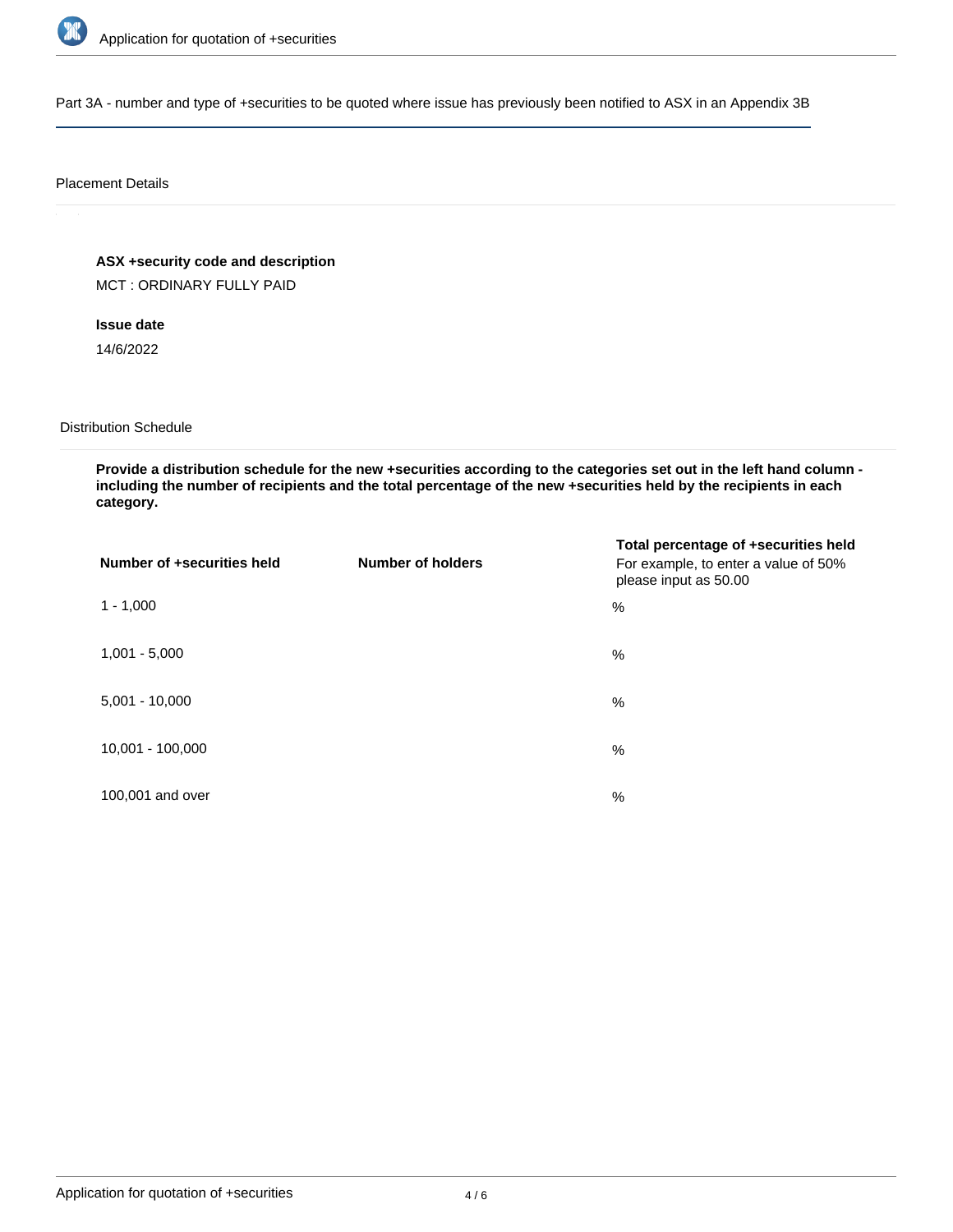## Part 3A - number and type of +securities to be quoted where issue has previously been notified to ASX in an Appendix 3B

### Placement Details

**ASX +security code and description**

MCT : ORDINARY FULLY PAID

**Issue date**

14/6/2022

### Distribution Schedule

**Provide a distribution schedule for the new +securities according to the categories set out in the left hand column - including the number of recipients and the total percentage of the new +securities held by the recipients in each category.**

| Number of +securities held | Number of holders | Total percentage of +securities held<br>For example, to enter a value of 50% please input as 50.00 |
|---|---|---|
| 1 - 1,000 | | % |
| 1,001 - 5,000 | | % |
| 5,001 - 10,000 | | % |
| 10,001 - 100,000 | | % |
| 100,001 and over | | % |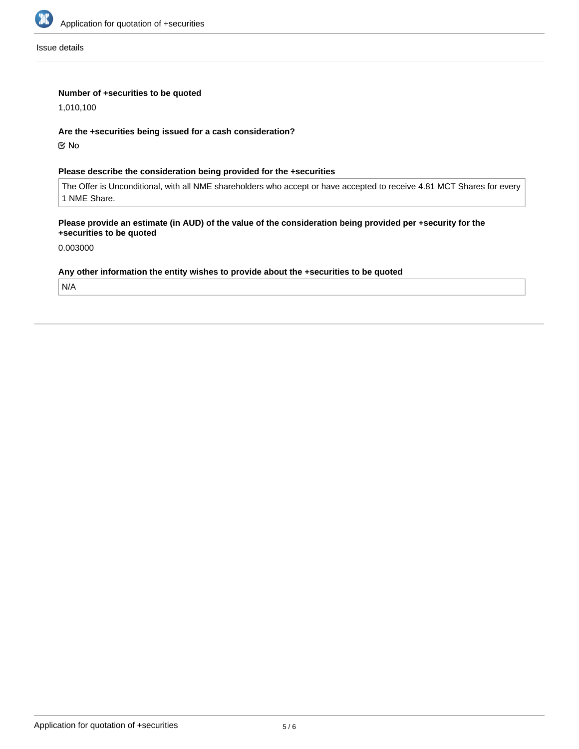Issue details

**Number of +securities to be quoted**

1,010,100

**Are the +securities being issued for a cash consideration?**

☑ No

**Please describe the consideration being provided for the +securities**

The Offer is Unconditional, with all NME shareholders who accept or have accepted to receive 4.81 MCT Shares for every 1 NME Share.

**Please provide an estimate (in AUD) of the value of the consideration being provided per +security for the +securities to be quoted**

0.003000

**Any other information the entity wishes to provide about the +securities to be quoted**

N/A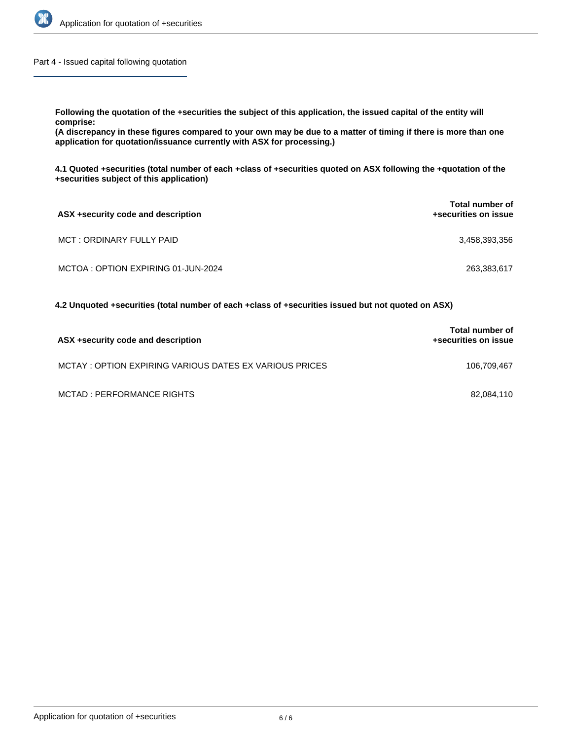## Part 4 - Issued capital following quotation

**Following the quotation of the +securities the subject of this application, the issued capital of the entity will comprise:**
**(A discrepancy in these figures compared to your own may be due to a matter of timing if there is more than one application for quotation/issuance currently with ASX for processing.)**

**4.1 Quoted +securities (total number of each +class of +securities quoted on ASX following the +quotation of the +securities subject of this application)**

| ASX +security code and description | Total number of +securities on issue |
|---|---|
| MCT : ORDINARY FULLY PAID | 3,458,393,356 |
| MCTOA : OPTION EXPIRING 01-JUN-2024 | 263,383,617 |

**4.2 Unquoted +securities (total number of each +class of +securities issued but not quoted on ASX)**

| ASX +security code and description | Total number of +securities on issue |
|---|---|
| MCTAY : OPTION EXPIRING VARIOUS DATES EX VARIOUS PRICES | 106,709,467 |
| MCTAD : PERFORMANCE RIGHTS | 82,084,110 |